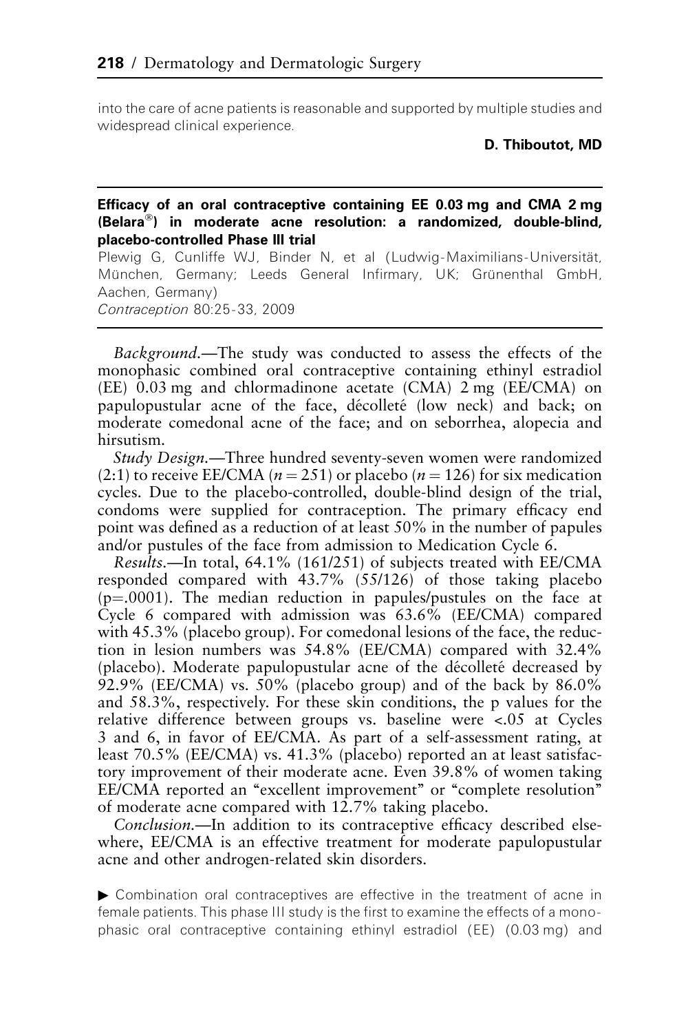into the care of acne patients is reasonable and supported by multiple studies and widespread clinical experience.

**D. Thiboutot, MD**

---

**Efficacy of an oral contraceptive containing EE 0.03 mg and CMA 2 mg (Belara®) in moderate acne resolution: a randomized, double-blind, placebo-controlled Phase III trial**

Plewig G, Cunliffe WJ, Binder N, et al (Ludwig-Maximilians-Universität, München, Germany; Leeds General Infirmary, UK; Grünenthal GmbH, Aachen, Germany)
*Contraception* 80:25-33, 2009

---

*Background*.—The study was conducted to assess the effects of the monophasic combined oral contraceptive containing ethinyl estradiol (EE) 0.03 mg and chlormadinone acetate (CMA) 2 mg (EE/CMA) on papulopustular acne of the face, décolleté (low neck) and back; on moderate comedonal acne of the face; and on seborrhea, alopecia and hirsutism.

*Study Design*.—Three hundred seventy-seven women were randomized (2:1) to receive EE/CMA ($n = 251$) or placebo ($n = 126$) for six medication cycles. Due to the placebo-controlled, double-blind design of the trial, condoms were supplied for contraception. The primary efficacy end point was defined as a reduction of at least 50% in the number of papules and/or pustules of the face from admission to Medication Cycle 6.

*Results*.—In total, 64.1% (161/251) of subjects treated with EE/CMA responded compared with 43.7% (55/126) of those taking placebo ($p=.0001$). The median reduction in papules/pustules on the face at Cycle 6 compared with admission was 63.6% (EE/CMA) compared with 45.3% (placebo group). For comedonal lesions of the face, the reduction in lesion numbers was 54.8% (EE/CMA) compared with 32.4% (placebo). Moderate papulopustular acne of the décolleté decreased by 92.9% (EE/CMA) vs. 50% (placebo group) and of the back by 86.0% and 58.3%, respectively. For these skin conditions, the p values for the relative difference between groups vs. baseline were <.05 at Cycles 3 and 6, in favor of EE/CMA. As part of a self-assessment rating, at least 70.5% (EE/CMA) vs. 41.3% (placebo) reported an at least satisfactory improvement of their moderate acne. Even 39.8% of women taking EE/CMA reported an "excellent improvement" or "complete resolution" of moderate acne compared with 12.7% taking placebo.

*Conclusion*.—In addition to its contraceptive efficacy described elsewhere, EE/CMA is an effective treatment for moderate papulopustular acne and other androgen-related skin disorders.

▶ Combination oral contraceptives are effective in the treatment of acne in female patients. This phase III study is the first to examine the effects of a monophasic oral contraceptive containing ethinyl estradiol (EE) (0.03 mg) and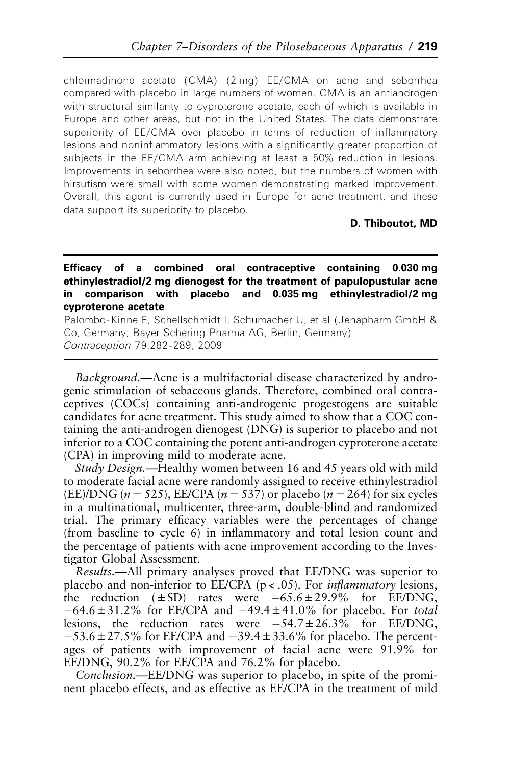chlormadinone acetate (CMA) (2 mg) EE/CMA on acne and seborrhea compared with placebo in large numbers of women. CMA is an antiandrogen with structural similarity to cyproterone acetate, each of which is available in Europe and other areas, but not in the United States. The data demonstrate superiority of EE/CMA over placebo in terms of reduction of inflammatory lesions and noninflammatory lesions with a significantly greater proportion of subjects in the EE/CMA arm achieving at least a 50% reduction in lesions. Improvements in seborrhea were also noted, but the numbers of women with hirsutism were small with some women demonstrating marked improvement. Overall, this agent is currently used in Europe for acne treatment, and these data support its superiority to placebo.

**D. Thiboutot, MD**

---

### Efficacy of a combined oral contraceptive containing 0.030 mg ethinylestradiol/2 mg dienogest for the treatment of papulopustular acne in comparison with placebo and 0.035 mg ethinylestradiol/2 mg cyproterone acetate

Palombo-Kinne E, Schellschmidt I, Schumacher U, et al (Jenapharm GmbH & Co, Germany; Bayer Schering Pharma AG, Berlin, Germany)
*Contraception* 79:282-289, 2009

---

*Background*.—Acne is a multifactorial disease characterized by androgenic stimulation of sebaceous glands. Therefore, combined oral contraceptives (COCs) containing anti-androgenic progestogens are suitable candidates for acne treatment. This study aimed to show that a COC containing the anti-androgen dienogest (DNG) is superior to placebo and not inferior to a COC containing the potent anti-androgen cyproterone acetate (CPA) in improving mild to moderate acne.

*Study Design*.—Healthy women between 16 and 45 years old with mild to moderate facial acne were randomly assigned to receive ethinylestradiol (EE)/DNG ($n = 525$), EE/CPA ($n = 537$) or placebo ($n = 264$) for six cycles in a multinational, multicenter, three-arm, double-blind and randomized trial. The primary efficacy variables were the percentages of change (from baseline to cycle 6) in inflammatory and total lesion count and the percentage of patients with acne improvement according to the Investigator Global Assessment.

*Results*.—All primary analyses proved that EE/DNG was superior to placebo and non-inferior to EE/CPA ($p < .05$). For *inflammatory* lesions, the reduction ($\pm$SD) rates were $-65.6 \pm 29.9\%$ for EE/DNG, $-64.6 \pm 31.2\%$ for EE/CPA and $-49.4 \pm 41.0\%$ for placebo. For *total* lesions, the reduction rates were $-54.7 \pm 26.3\%$ for EE/DNG, $-53.6 \pm 27.5\%$ for EE/CPA and $-39.4 \pm 33.6\%$ for placebo. The percentages of patients with improvement of facial acne were 91.9% for EE/DNG, 90.2% for EE/CPA and 76.2% for placebo.

*Conclusion*.—EE/DNG was superior to placebo, in spite of the prominent placebo effects, and as effective as EE/CPA in the treatment of mild